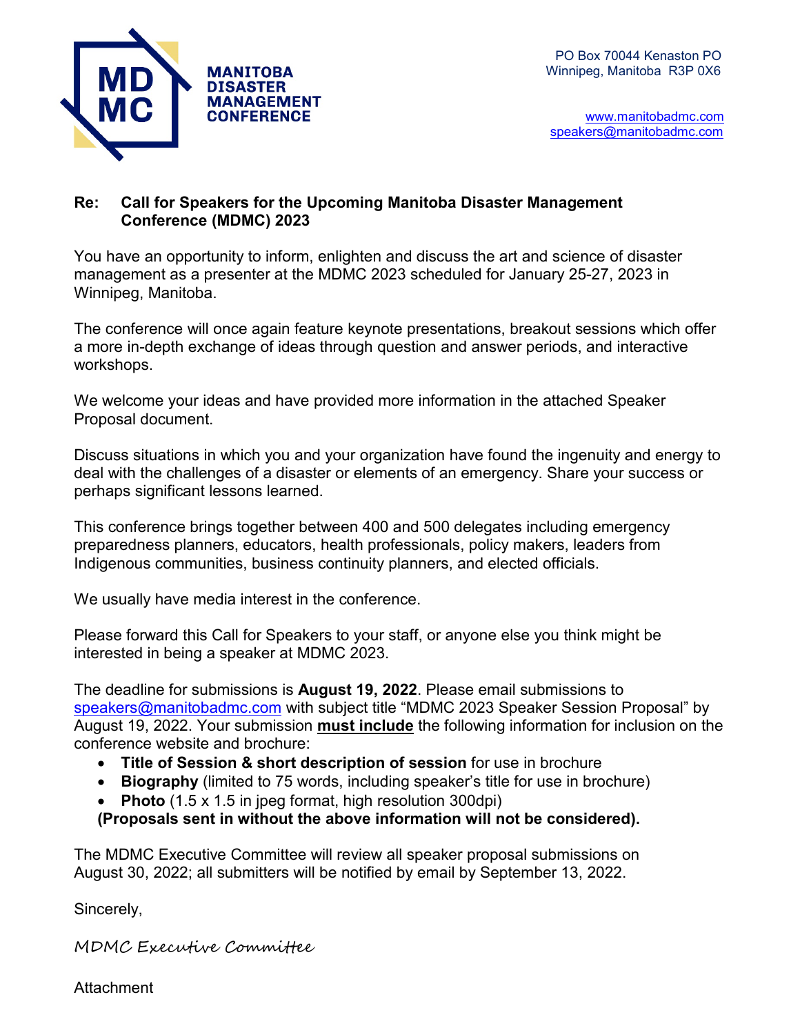**MANITOBA DISASTER MANAGEMENT CONFERENCE**

PO Box 70044 Kenaston PO
Winnipeg, Manitoba R3P 0X6

www.manitobadmc.com
speakers@manitobadmc.com

**Re: Call for Speakers for the Upcoming Manitoba Disaster Management Conference (MDMC) 2023**

You have an opportunity to inform, enlighten and discuss the art and science of disaster management as a presenter at the MDMC 2023 scheduled for January 25-27, 2023 in Winnipeg, Manitoba.

The conference will once again feature keynote presentations, breakout sessions which offer a more in-depth exchange of ideas through question and answer periods, and interactive workshops.

We welcome your ideas and have provided more information in the attached Speaker Proposal document.

Discuss situations in which you and your organization have found the ingenuity and energy to deal with the challenges of a disaster or elements of an emergency. Share your success or perhaps significant lessons learned.

This conference brings together between 400 and 500 delegates including emergency preparedness planners, educators, health professionals, policy makers, leaders from Indigenous communities, business continuity planners, and elected officials.

We usually have media interest in the conference.

Please forward this Call for Speakers to your staff, or anyone else you think might be interested in being a speaker at MDMC 2023.

The deadline for submissions is **August 19, 2022**. Please email submissions to speakers@manitobadmc.com with subject title "MDMC 2023 Speaker Session Proposal" by August 19, 2022. Your submission **must include** the following information for inclusion on the conference website and brochure:

- **Title of Session & short description of session** for use in brochure
- **Biography** (limited to 75 words, including speaker's title for use in brochure)
- **Photo** (1.5 x 1.5 in jpeg format, high resolution 300dpi)

**(Proposals sent in without the above information will not be considered).**

The MDMC Executive Committee will review all speaker proposal submissions on August 30, 2022; all submitters will be notified by email by September 13, 2022.

Sincerely,

*MDMC Executive Committee*

Attachment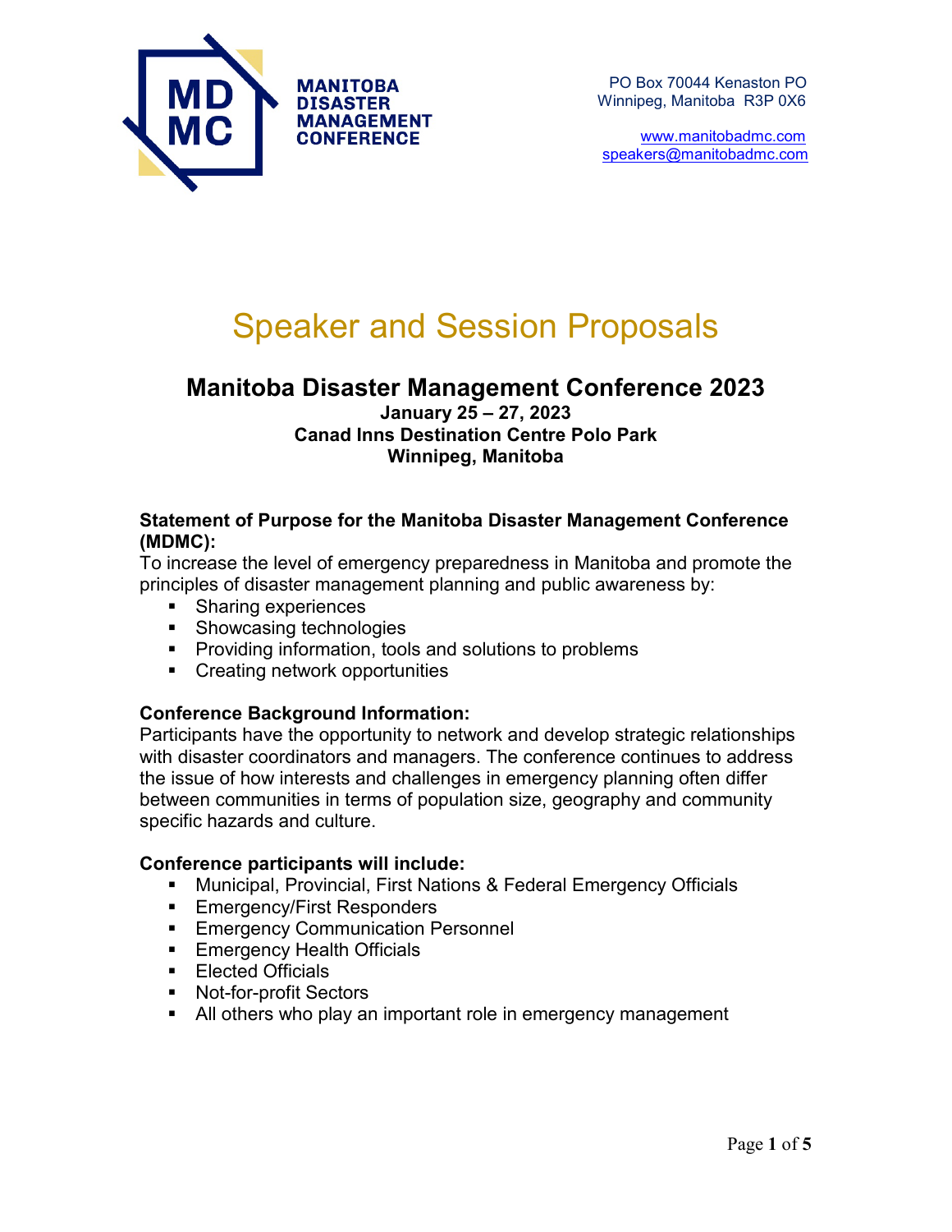MANITOBA
DISASTER
MANAGEMENT
CONFERENCE

PO Box 70044 Kenaston PO
Winnipeg, Manitoba R3P 0X6

www.manitobadmc.com
speakers@manitobadmc.com

# Speaker and Session Proposals

## Manitoba Disaster Management Conference 2023

**January 25 – 27, 2023**
**Canad Inns Destination Centre Polo Park**
**Winnipeg, Manitoba**

**Statement of Purpose for the Manitoba Disaster Management Conference (MDMC):**
To increase the level of emergency preparedness in Manitoba and promote the principles of disaster management planning and public awareness by:

- Sharing experiences
- Showcasing technologies
- Providing information, tools and solutions to problems
- Creating network opportunities

**Conference Background Information:**
Participants have the opportunity to network and develop strategic relationships with disaster coordinators and managers. The conference continues to address the issue of how interests and challenges in emergency planning often differ between communities in terms of population size, geography and community specific hazards and culture.

**Conference participants will include:**

- Municipal, Provincial, First Nations & Federal Emergency Officials
- Emergency/First Responders
- Emergency Communication Personnel
- Emergency Health Officials
- Elected Officials
- Not-for-profit Sectors
- All others who play an important role in emergency management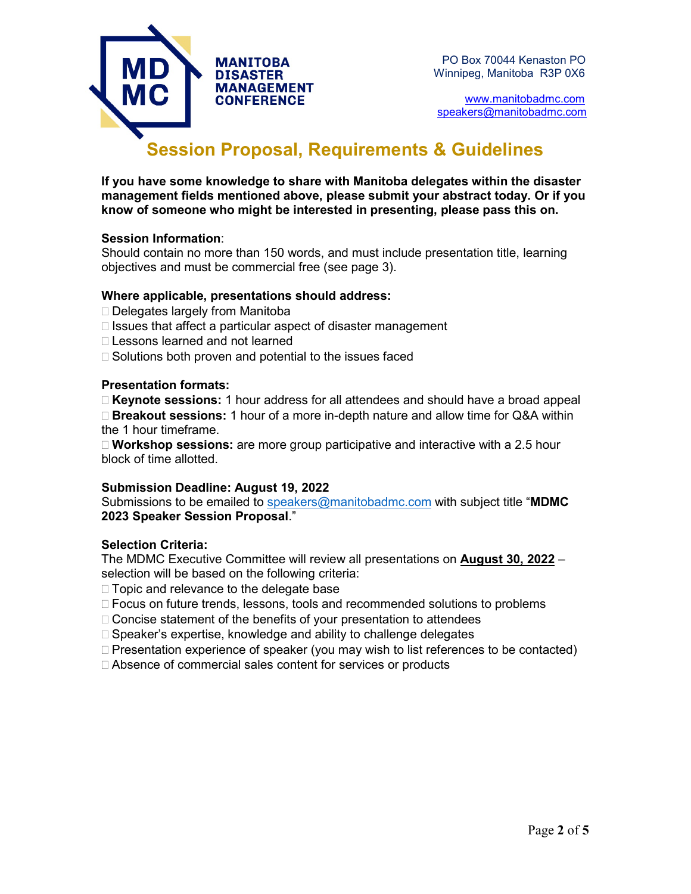MANITOBA DISASTER MANAGEMENT CONFERENCE

PO Box 70044 Kenaston PO
Winnipeg, Manitoba R3P 0X6

www.manitobadmc.com
speakers@manitobadmc.com

# Session Proposal, Requirements & Guidelines

**If you have some knowledge to share with Manitoba delegates within the disaster management fields mentioned above, please submit your abstract today. Or if you know of someone who might be interested in presenting, please pass this on.**

**Session Information**:
Should contain no more than 150 words, and must include presentation title, learning objectives and must be commercial free (see page 3).

**Where applicable, presentations should address:**

- Delegates largely from Manitoba
- Issues that affect a particular aspect of disaster management
- Lessons learned and not learned
- Solutions both proven and potential to the issues faced

**Presentation formats:**

- **Keynote sessions:** 1 hour address for all attendees and should have a broad appeal
- **Breakout sessions:** 1 hour of a more in-depth nature and allow time for Q&A within the 1 hour timeframe.
- **Workshop sessions:** are more group participative and interactive with a 2.5 hour block of time allotted.

**Submission Deadline: August 19, 2022**
Submissions to be emailed to speakers@manitobadmc.com with subject title "**MDMC 2023 Speaker Session Proposal**."

**Selection Criteria:**
The MDMC Executive Committee will review all presentations on **August 30, 2022** – selection will be based on the following criteria:

- Topic and relevance to the delegate base
- Focus on future trends, lessons, tools and recommended solutions to problems
- Concise statement of the benefits of your presentation to attendees
- Speaker's expertise, knowledge and ability to challenge delegates
- Presentation experience of speaker (you may wish to list references to be contacted)
- Absence of commercial sales content for services or products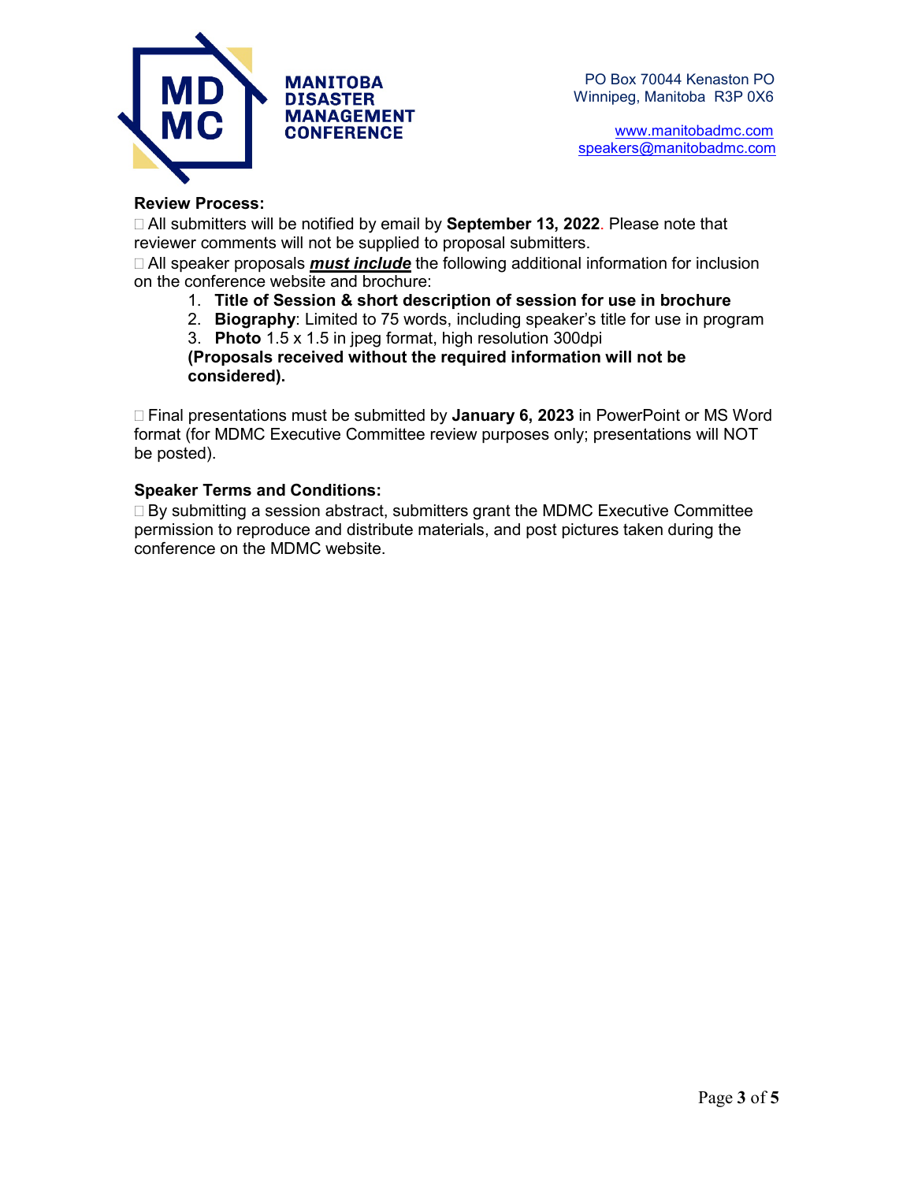## Review Process:

- All submitters will be notified by email by **September 13, 2022**. Please note that reviewer comments will not be supplied to proposal submitters.
- All speaker proposals ***must include*** the following additional information for inclusion on the conference website and brochure:
  1. **Title of Session & short description of session for use in brochure**
  2. **Biography**: Limited to 75 words, including speaker's title for use in program
  3. **Photo** 1.5 x 1.5 in jpeg format, high resolution 300dpi

  **(Proposals received without the required information will not be considered).**

- Final presentations must be submitted by **January 6, 2023** in PowerPoint or MS Word format (for MDMC Executive Committee review purposes only; presentations will NOT be posted).

## Speaker Terms and Conditions:

- By submitting a session abstract, submitters grant the MDMC Executive Committee permission to reproduce and distribute materials, and post pictures taken during the conference on the MDMC website.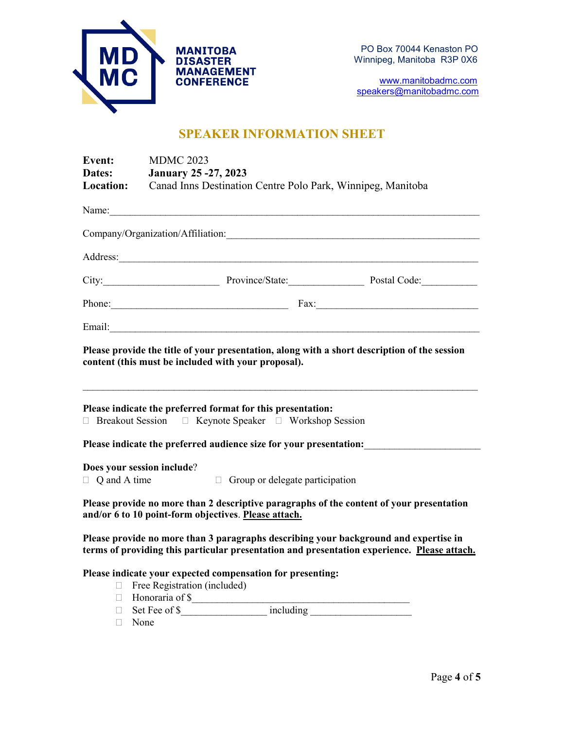**MANITOBA DISASTER MANAGEMENT CONFERENCE**

PO Box 70044 Kenaston PO
Winnipeg, Manitoba R3P 0X6

www.manitobadmc.com
speakers@manitobadmc.com

# SPEAKER INFORMATION SHEET

**Event:** MDMC 2023
**Dates:** **January 25 -27, 2023**
**Location:** Canad Inns Destination Centre Polo Park, Winnipeg, Manitoba

Name:_______________________________________________________________________

Company/Organization/Affiliation:_____________________________________________

Address:_____________________________________________________________________

City:______________________ Province/State:______________ Postal Code:___________

Phone:_________________________________ Fax:_______________________________

Email:_______________________________________________________________________

**Please provide the title of your presentation, along with a short description of the session content (this must be included with your proposal).**

_____________________________________________________________________________

**Please indicate the preferred format for this presentation:**
☐ Breakout Session ☐ Keynote Speaker ☐ Workshop Session

**Please indicate the preferred audience size for your presentation:**______________________

**Does your session include**?
☐ Q and A time ☐ Group or delegate participation

**Please provide no more than 2 descriptive paragraphs of the content of your presentation and/or 6 to 10 point-form objectives**. **Please attach.**

**Please provide no more than 3 paragraphs describing your background and expertise in terms of providing this particular presentation and presentation experience. Please attach.**

**Please indicate your expected compensation for presenting:**

- ☐ Free Registration (included)
- ☐ Honoraria of $__________________________________________
- ☐ Set Fee of $________________ including ___________________
- ☐ None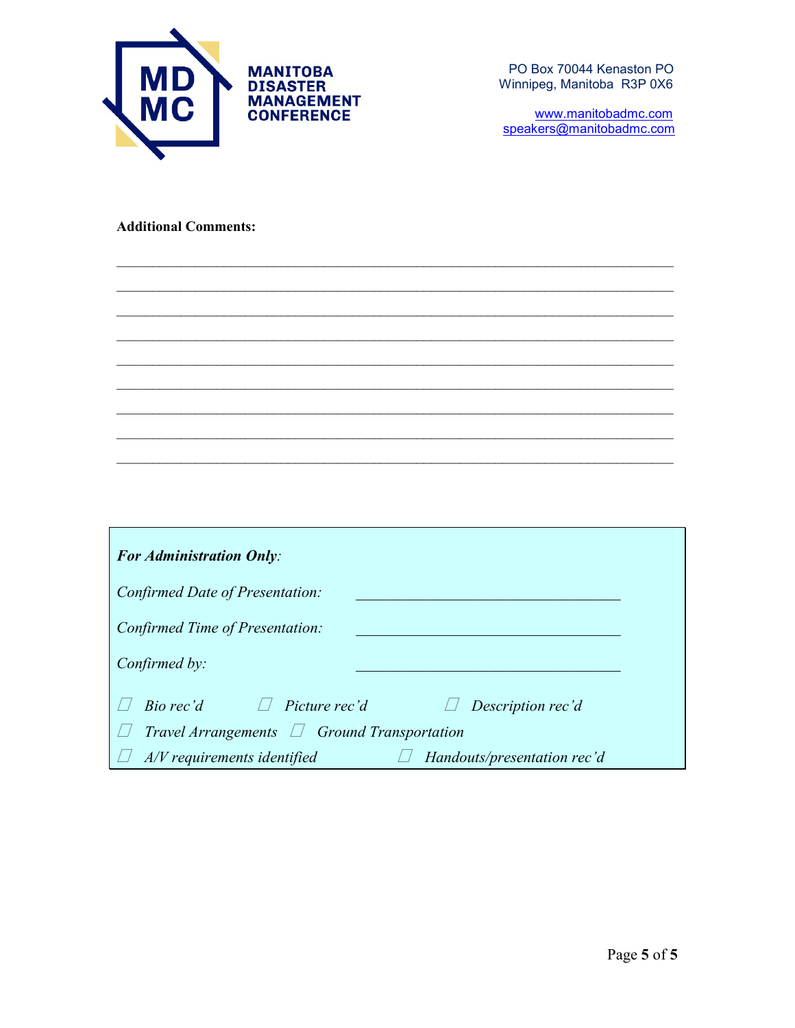**MANITOBA DISASTER MANAGEMENT CONFERENCE**

PO Box 70044 Kenaston PO
Winnipeg, Manitoba R3P 0X6

www.manitobadmc.com
speakers@manitobadmc.com

**Additional Comments:**

\_\_\_\_\_\_\_\_\_\_\_\_\_\_\_\_\_\_\_\_\_\_\_\_\_\_\_\_\_\_\_\_\_\_\_\_\_\_\_\_\_\_\_\_\_\_\_\_\_\_\_\_\_\_\_\_\_\_\_\_\_\_\_\_\_\_\_\_\_\_\_\_

\_\_\_\_\_\_\_\_\_\_\_\_\_\_\_\_\_\_\_\_\_\_\_\_\_\_\_\_\_\_\_\_\_\_\_\_\_\_\_\_\_\_\_\_\_\_\_\_\_\_\_\_\_\_\_\_\_\_\_\_\_\_\_\_\_\_\_\_\_\_\_\_

\_\_\_\_\_\_\_\_\_\_\_\_\_\_\_\_\_\_\_\_\_\_\_\_\_\_\_\_\_\_\_\_\_\_\_\_\_\_\_\_\_\_\_\_\_\_\_\_\_\_\_\_\_\_\_\_\_\_\_\_\_\_\_\_\_\_\_\_\_\_\_\_

\_\_\_\_\_\_\_\_\_\_\_\_\_\_\_\_\_\_\_\_\_\_\_\_\_\_\_\_\_\_\_\_\_\_\_\_\_\_\_\_\_\_\_\_\_\_\_\_\_\_\_\_\_\_\_\_\_\_\_\_\_\_\_\_\_\_\_\_\_\_\_\_

\_\_\_\_\_\_\_\_\_\_\_\_\_\_\_\_\_\_\_\_\_\_\_\_\_\_\_\_\_\_\_\_\_\_\_\_\_\_\_\_\_\_\_\_\_\_\_\_\_\_\_\_\_\_\_\_\_\_\_\_\_\_\_\_\_\_\_\_\_\_\_\_

\_\_\_\_\_\_\_\_\_\_\_\_\_\_\_\_\_\_\_\_\_\_\_\_\_\_\_\_\_\_\_\_\_\_\_\_\_\_\_\_\_\_\_\_\_\_\_\_\_\_\_\_\_\_\_\_\_\_\_\_\_\_\_\_\_\_\_\_\_\_\_\_

\_\_\_\_\_\_\_\_\_\_\_\_\_\_\_\_\_\_\_\_\_\_\_\_\_\_\_\_\_\_\_\_\_\_\_\_\_\_\_\_\_\_\_\_\_\_\_\_\_\_\_\_\_\_\_\_\_\_\_\_\_\_\_\_\_\_\_\_\_\_\_\_

\_\_\_\_\_\_\_\_\_\_\_\_\_\_\_\_\_\_\_\_\_\_\_\_\_\_\_\_\_\_\_\_\_\_\_\_\_\_\_\_\_\_\_\_\_\_\_\_\_\_\_\_\_\_\_\_\_\_\_\_\_\_\_\_\_\_\_\_\_\_\_\_

\_\_\_\_\_\_\_\_\_\_\_\_\_\_\_\_\_\_\_\_\_\_\_\_\_\_\_\_\_\_\_\_\_\_\_\_\_\_\_\_\_\_\_\_\_\_\_\_\_\_\_\_\_\_\_\_\_\_\_\_\_\_\_\_\_\_\_\_\_\_\_\_

***For Administration Only**:*

*Confirmed Date of Presentation:* \_\_\_\_\_\_\_\_\_\_\_\_\_\_\_\_\_\_\_\_\_\_\_\_\_\_\_\_\_\_

*Confirmed Time of Presentation:* \_\_\_\_\_\_\_\_\_\_\_\_\_\_\_\_\_\_\_\_\_\_\_\_\_\_\_\_\_\_

*Confirmed by:* \_\_\_\_\_\_\_\_\_\_\_\_\_\_\_\_\_\_\_\_\_\_\_\_\_\_\_\_\_\_

- ☐ *Bio rec'd*
- ☐ *Picture rec'd*
- ☐ *Description rec'd*
- ☐ *Travel Arrangements*
- ☐ *Ground Transportation*
- ☐ *A/V requirements identified*
- ☐ *Handouts/presentation rec'd*